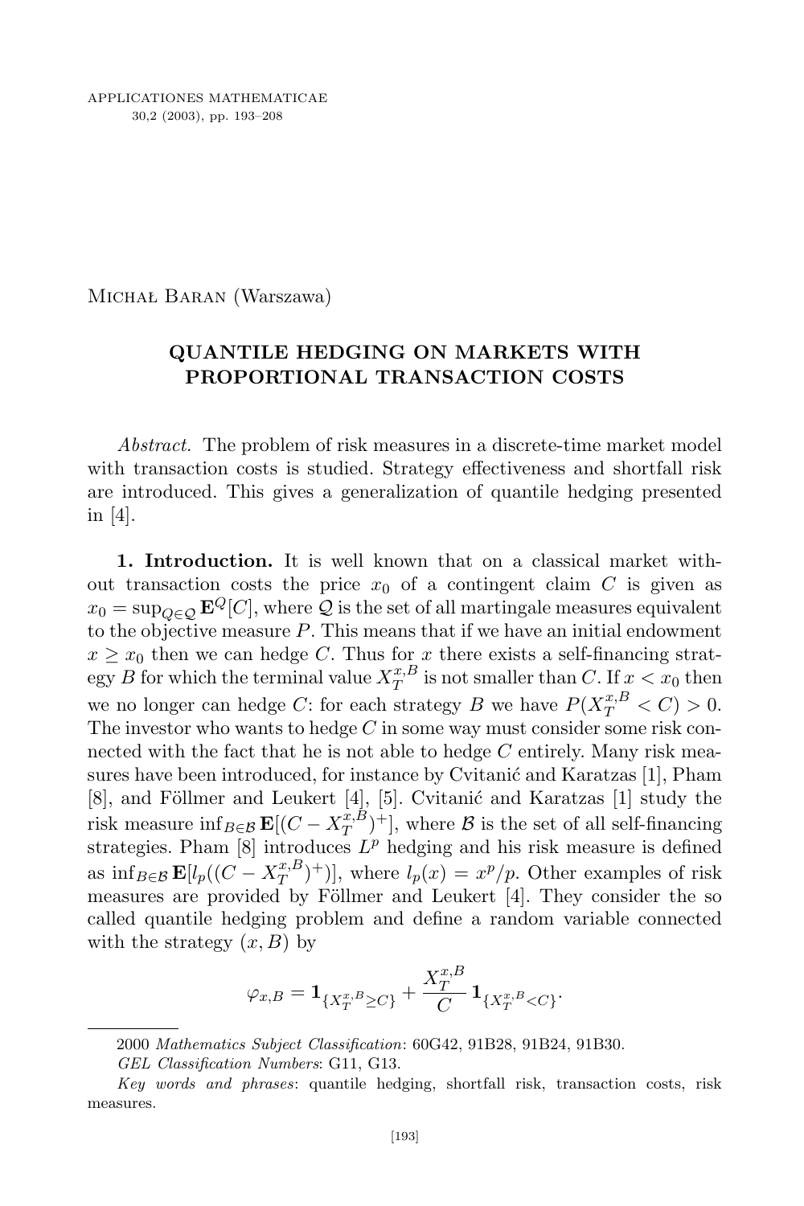Michał Baran (Warszawa)

# QUANTILE HEDGING ON MARKETS WITH PROPORTIONAL TRANSACTION COSTS

*Abstract.* The problem of risk measures in a discrete-time market model with transaction costs is studied. Strategy effectiveness and shortfall risk are introduced. This gives a generalization of quantile hedging presented in [4].

**1. Introduction.** It is well known that on a classical market without transaction costs the price $x_0$ of a contingent claim $C$ is given as $x_0 = \sup_{Q \in \mathcal{Q}} \mathbf{E}^Q[C]$, where $\mathcal{Q}$ is the set of all martingale measures equivalent to the objective measure $P$. This means that if we have an initial endowment $x \geq x_0$ then we can hedge $C$. Thus for $x$ there exists a self-financing strategy $B$ for which the terminal value $X_T^{x,B}$ is not smaller than $C$. If $x < x_0$ then we no longer can hedge $C$: for each strategy $B$ we have $P(X_T^{x,B} < C) > 0$. The investor who wants to hedge $C$ in some way must consider some risk connected with the fact that he is not able to hedge $C$ entirely. Many risk measures have been introduced, for instance by Cvitanić and Karatzas [1], Pham [8], and Föllmer and Leukert [4], [5]. Cvitanić and Karatzas [1] study the risk measure $\inf_{B \in \mathcal{B}} \mathbf{E}[(C - X_T^{x,B})^+]$, where $\mathcal{B}$ is the set of all self-financing strategies. Pham [8] introduces $L^p$ hedging and his risk measure is defined as $\inf_{B \in \mathcal{B}} \mathbf{E}[l_p((C - X_T^{x,B})^+)]$, where $l_p(x) = x^p/p$. Other examples of risk measures are provided by Föllmer and Leukert [4]. They consider the so called quantile hedging problem and define a random variable connected with the strategy $(x, B)$ by

$$\varphi_{x,B} = \mathbf{1}_{\{X_T^{x,B} \geq C\}} + \frac{X_T^{x,B}}{C} \mathbf{1}_{\{X_T^{x,B} < C\}}.$$

2000 *Mathematics Subject Classification*: 60G42, 91B28, 91B24, 91B30.

*GEL Classification Numbers*: G11, G13.

*Key words and phrases*: quantile hedging, shortfall risk, transaction costs, risk measures.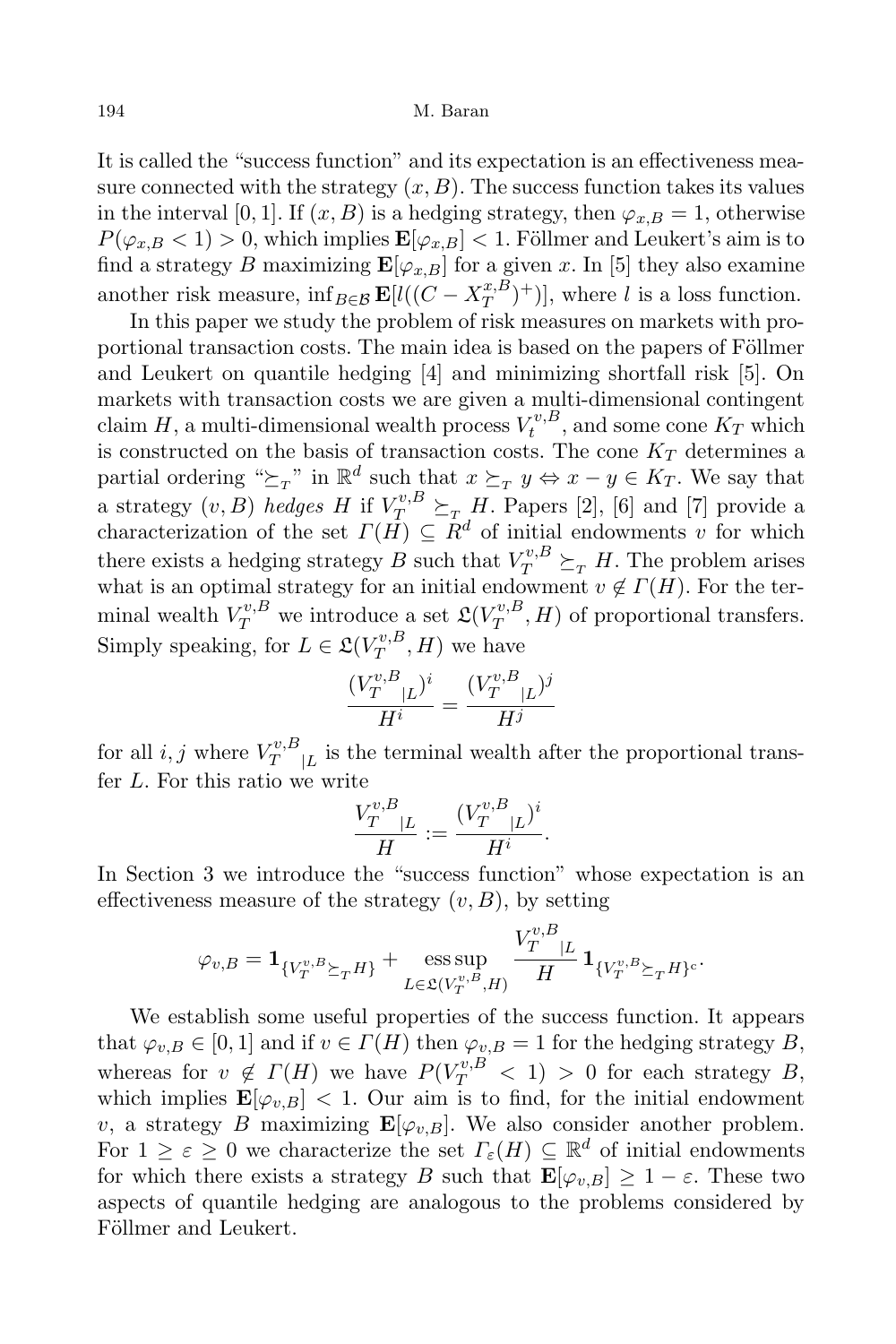It is called the "success function" and its expectation is an effectiveness measure connected with the strategy $(x, B)$. The success function takes its values in the interval $[0,1]$. If $(x, B)$ is a hedging strategy, then $\varphi_{x,B} = 1$, otherwise $P(\varphi_{x,B} < 1) > 0$, which implies $\mathbf{E}[\varphi_{x,B}] < 1$. Föllmer and Leukert's aim is to find a strategy $B$ maximizing $\mathbf{E}[\varphi_{x,B}]$ for a given $x$. In [5] they also examine another risk measure, $\inf_{B\in\mathcal{B}} \mathbf{E}[l((C - X_T^{x,B})^+)]$, where $l$ is a loss function.

In this paper we study the problem of risk measures on markets with proportional transaction costs. The main idea is based on the papers of Föllmer and Leukert on quantile hedging [4] and minimizing shortfall risk [5]. On markets with transaction costs we are given a multi-dimensional contingent claim $H$, a multi-dimensional wealth process $V_t^{v,B}$, and some cone $K_T$ which is constructed on the basis of transaction costs. The cone $K_T$ determines a partial ordering "$\succeq_T$" in $\mathbb{R}^d$ such that $x \succeq_T y \Leftrightarrow x - y \in K_T$. We say that a strategy $(v, B)$ *hedges* $H$ if $V_T^{v,B} \succeq_T H$. Papers [2], [6] and [7] provide a characterization of the set $\Gamma(H) \subseteq R^d$ of initial endowments $v$ for which there exists a hedging strategy $B$ such that $V_T^{v,B} \succeq_T H$. The problem arises what is an optimal strategy for an initial endowment $v \notin \Gamma(H)$. For the terminal wealth $V_T^{v,B}$ we introduce a set $\mathfrak{L}(V_T^{v,B}, H)$ of proportional transfers. Simply speaking, for $L \in \mathfrak{L}(V_T^{v,B}, H)$ we have

$$\frac{(V_T^{v,B}{}_{|L})^i}{H^i} = \frac{(V_T^{v,B}{}_{|L})^j}{H^j}$$

for all $i, j$ where $V_T^{v,B}{}_{|L}$ is the terminal wealth after the proportional transfer $L$. For this ratio we write

$$\frac{V_T^{v,B}{}_{|L}}{H} := \frac{(V_T^{v,B}{}_{|L})^i}{H^i}.$$

In Section 3 we introduce the "success function" whose expectation is an effectiveness measure of the strategy $(v, B)$, by setting

$$\varphi_{v,B} = \mathbf{1}_{\{V_T^{v,B} \succeq_T H\}} + \operatorname*{ess\,sup}_{L\in\mathfrak{L}(V_T^{v,B},H)} \frac{V_T^{v,B}{}_{|L}}{H} \mathbf{1}_{\{V_T^{v,B} \succeq_T H\}^c}.$$

We establish some useful properties of the success function. It appears that $\varphi_{v,B} \in [0,1]$ and if $v \in \Gamma(H)$ then $\varphi_{v,B} = 1$ for the hedging strategy $B$, whereas for $v \notin \Gamma(H)$ we have $P(V_T^{v,B} < 1) > 0$ for each strategy $B$, which implies $\mathbf{E}[\varphi_{v,B}] < 1$. Our aim is to find, for the initial endowment $v$, a strategy $B$ maximizing $\mathbf{E}[\varphi_{v,B}]$. We also consider another problem. For $1 \geq \varepsilon \geq 0$ we characterize the set $\Gamma_\varepsilon(H) \subseteq \mathbb{R}^d$ of initial endowments for which there exists a strategy $B$ such that $\mathbf{E}[\varphi_{v,B}] \geq 1 - \varepsilon$. These two aspects of quantile hedging are analogous to the problems considered by Föllmer and Leukert.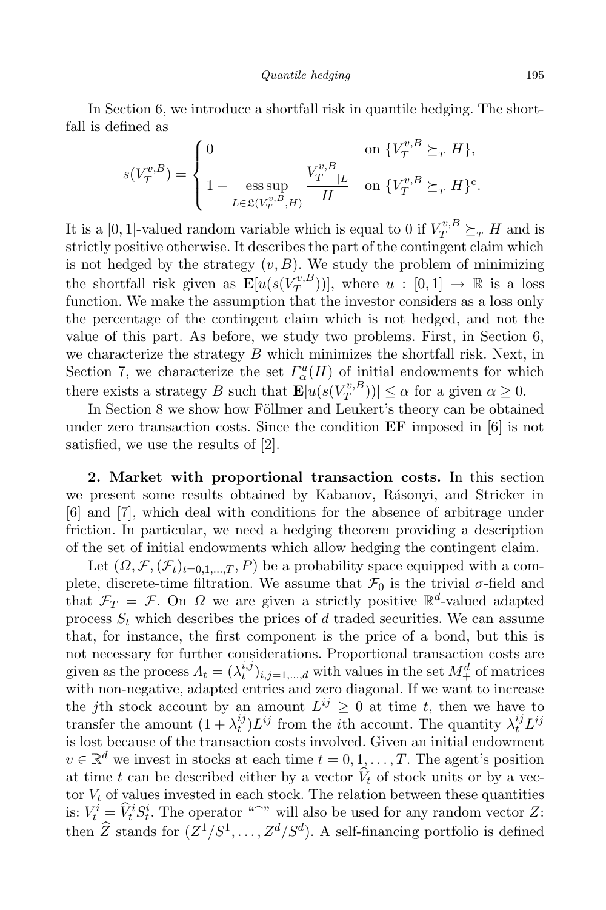In Section 6, we introduce a shortfall risk in quantile hedging. The shortfall is defined as

$$s(V_T^{v,B}) = \begin{cases} 0 & \text{on } \{V_T^{v,B} \succeq_T H\}, \\ 1 - \operatorname*{ess\,sup}_{L \in \mathfrak{L}(V_T^{v,B}, H)} \dfrac{V_T^{v,B}{}_{|L}}{H} & \text{on } \{V_T^{v,B} \succeq_T H\}^{\mathrm{c}}. \end{cases}$$

It is a $[0,1]$-valued random variable which is equal to 0 if $V_T^{v,B} \succeq_T H$ and is strictly positive otherwise. It describes the part of the contingent claim which is not hedged by the strategy $(v, B)$. We study the problem of minimizing the shortfall risk given as $\mathbf{E}[u(s(V_T^{v,B}))]$, where $u : [0,1] \to \mathbb{R}$ is a loss function. We make the assumption that the investor considers as a loss only the percentage of the contingent claim which is not hedged, and not the value of this part. As before, we study two problems. First, in Section 6, we characterize the strategy $B$ which minimizes the shortfall risk. Next, in Section 7, we characterize the set $\Gamma_\alpha^u(H)$ of initial endowments for which there exists a strategy $B$ such that $\mathbf{E}[u(s(V_T^{v,B}))] \le \alpha$ for a given $\alpha \ge 0$.

In Section 8 we show how Föllmer and Leukert's theory can be obtained under zero transaction costs. Since the condition **EF** imposed in [6] is not satisfied, we use the results of [2].

**2. Market with proportional transaction costs.** In this section we present some results obtained by Kabanov, Rásonyi, and Stricker in [6] and [7], which deal with conditions for the absence of arbitrage under friction. In particular, we need a hedging theorem providing a description of the set of initial endowments which allow hedging the contingent claim.

Let $(\Omega, \mathcal{F}, (\mathcal{F}_t)_{t=0,1,\dots,T}, P)$ be a probability space equipped with a complete, discrete-time filtration. We assume that $\mathcal{F}_0$ is the trivial $\sigma$-field and that $\mathcal{F}_T = \mathcal{F}$. On $\Omega$ we are given a strictly positive $\mathbb{R}^d$-valued adapted process $S_t$ which describes the prices of $d$ traded securities. We can assume that, for instance, the first component is the price of a bond, but this is not necessary for further considerations. Proportional transaction costs are given as the process $\Lambda_t = (\lambda_t^{i,j})_{i,j=1,\dots,d}$ with values in the set $M_+^d$ of matrices with non-negative, adapted entries and zero diagonal. If we want to increase the $j$th stock account by an amount $L^{ij} \ge 0$ at time $t$, then we have to transfer the amount $(1 + \lambda_t^{ij})L^{ij}$ from the $i$th account. The quantity $\lambda_t^{ij} L^{ij}$ is lost because of the transaction costs involved. Given an initial endowment $v \in \mathbb{R}^d$ we invest in stocks at each time $t = 0, 1, \dots, T$. The agent's position at time $t$ can be described either by a vector $\widehat{V}_t$ of stock units or by a vector $V_t$ of values invested in each stock. The relation between these quantities is: $V_t^i = \widehat{V}_t^i S_t^i$. The operator "$\widehat{\ }$" will also be used for any random vector $Z$: then $\widehat{Z}$ stands for $(Z^1/S^1, \dots, Z^d/S^d)$. A self-financing portfolio is defined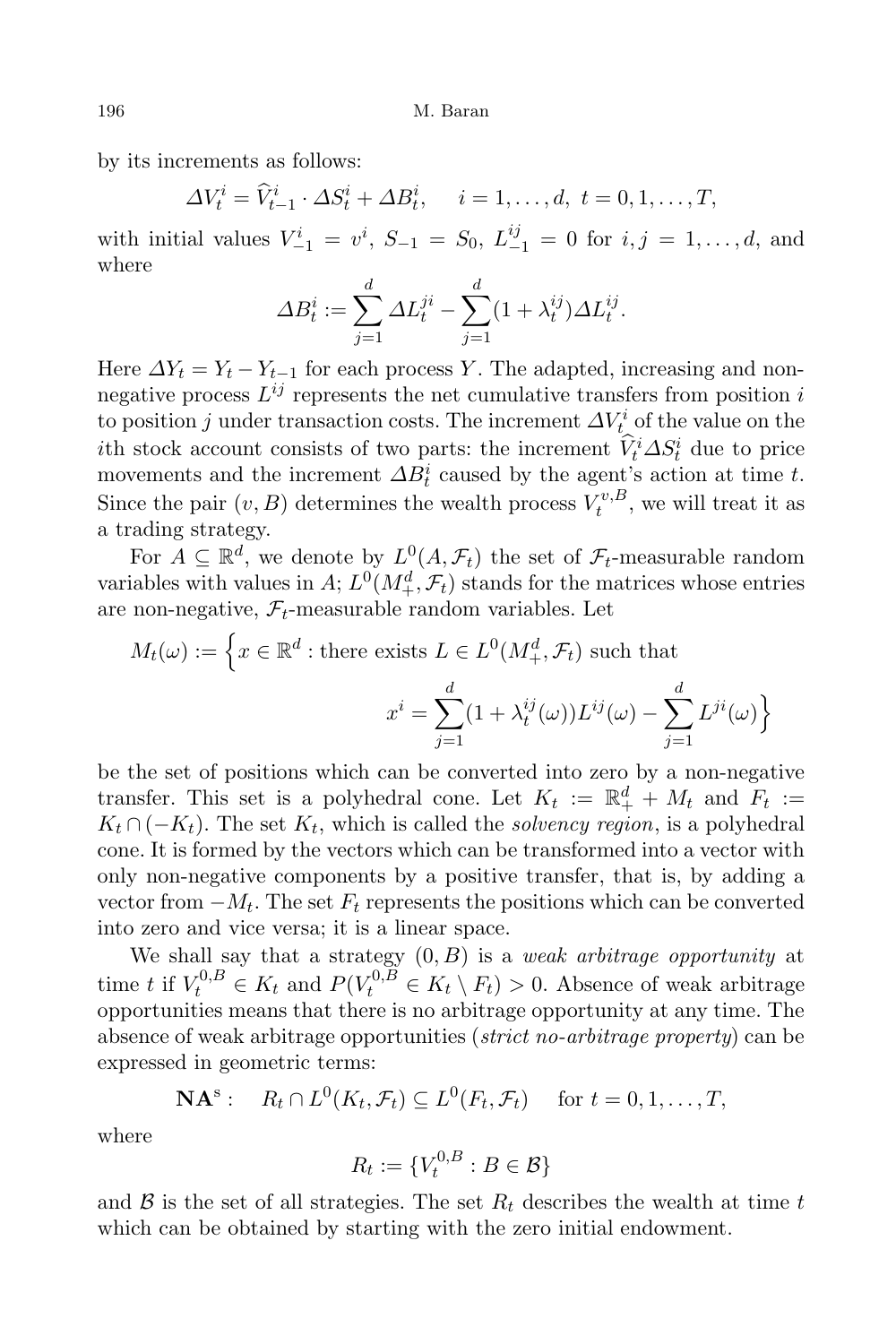by its increments as follows:

$$\Delta V_t^i = \widehat{V}_{t-1}^i \cdot \Delta S_t^i + \Delta B_t^i, \quad i = 1, \dots, d,\ t = 0, 1, \dots, T,$$

with initial values $V_{-1}^i = v^i$, $S_{-1} = S_0$, $L_{-1}^{ij} = 0$ for $i, j = 1, \dots, d$, and where

$$\Delta B_t^i := \sum_{j=1}^d \Delta L_t^{ji} - \sum_{j=1}^d (1 + \lambda_t^{ij}) \Delta L_t^{ij}.$$

Here $\Delta Y_t = Y_t - Y_{t-1}$ for each process $Y$. The adapted, increasing and non-negative process $L^{ij}$ represents the net cumulative transfers from position $i$ to position $j$ under transaction costs. The increment $\Delta V_t^i$ of the value on the $i$th stock account consists of two parts: the increment $\widehat{V}_t^i \Delta S_t^i$ due to price movements and the increment $\Delta B_t^i$ caused by the agent's action at time $t$. Since the pair $(v, B)$ determines the wealth process $V_t^{v,B}$, we will treat it as a trading strategy.

For $A \subseteq \mathbb{R}^d$, we denote by $L^0(A, \mathcal{F}_t)$ the set of $\mathcal{F}_t$-measurable random variables with values in $A$; $L^0(M_+^d, \mathcal{F}_t)$ stands for the matrices whose entries are non-negative, $\mathcal{F}_t$-measurable random variables. Let

$$M_t(\omega) := \Big\{ x \in \mathbb{R}^d : \text{there exists } L \in L^0(M_+^d, \mathcal{F}_t) \text{ such that}$$
$$x^i = \sum_{j=1}^d (1 + \lambda_t^{ij}(\omega)) L^{ij}(\omega) - \sum_{j=1}^d L^{ji}(\omega) \Big\}$$

be the set of positions which can be converted into zero by a non-negative transfer. This set is a polyhedral cone. Let $K_t := \mathbb{R}_+^d + M_t$ and $F_t := K_t \cap (-K_t)$. The set $K_t$, which is called the *solvency region*, is a polyhedral cone. It is formed by the vectors which can be transformed into a vector with only non-negative components by a positive transfer, that is, by adding a vector from $-M_t$. The set $F_t$ represents the positions which can be converted into zero and vice versa; it is a linear space.

We shall say that a strategy $(0, B)$ is a *weak arbitrage opportunity* at time $t$ if $V_t^{0,B} \in K_t$ and $P(V_t^{0,B} \in K_t \setminus F_t) > 0$. Absence of weak arbitrage opportunities means that there is no arbitrage opportunity at any time. The absence of weak arbitrage opportunities (*strict no-arbitrage property*) can be expressed in geometric terms:

$$\mathbf{NA}^{\mathrm{s}}: \quad R_t \cap L^0(K_t, \mathcal{F}_t) \subseteq L^0(F_t, \mathcal{F}_t) \quad \text{for } t = 0, 1, \dots, T,$$

where

$$R_t := \{V_t^{0,B} : B \in \mathcal{B}\}$$

and $\mathcal{B}$ is the set of all strategies. The set $R_t$ describes the wealth at time $t$ which can be obtained by starting with the zero initial endowment.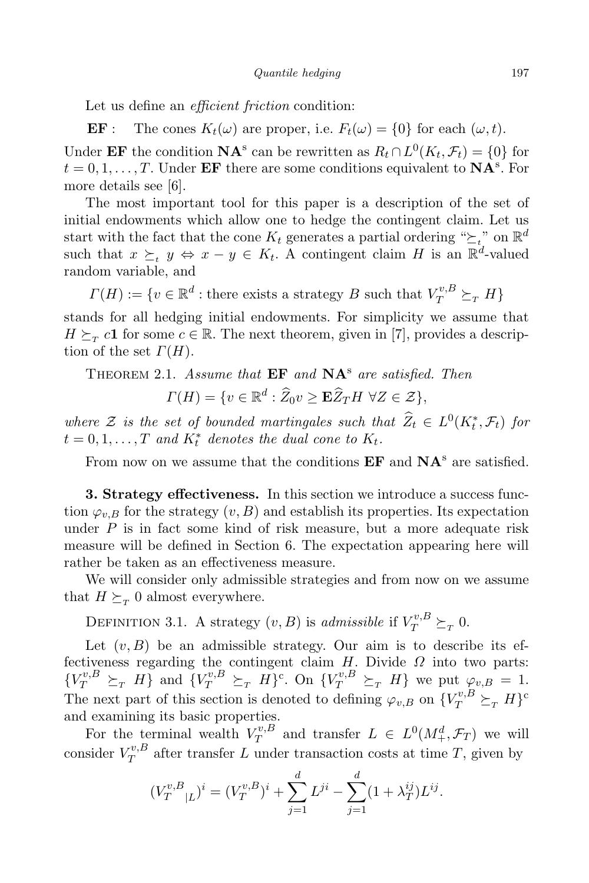Let us define an *efficient friction* condition:

**EF** : The cones $K_t(\omega)$ are proper, i.e. $F_t(\omega) = \{0\}$ for each $(\omega, t)$.

Under **EF** the condition $\mathbf{NA}^{\mathrm{s}}$ can be rewritten as $R_t \cap L^0(K_t, \mathcal{F}_t) = \{0\}$ for $t = 0, 1, \ldots, T$. Under **EF** there are some conditions equivalent to $\mathbf{NA}^{\mathrm{s}}$. For more details see [6].

The most important tool for this paper is a description of the set of initial endowments which allow one to hedge the contingent claim. Let us start with the fact that the cone $K_t$ generates a partial ordering "$\succeq_t$" on $\mathbb{R}^d$ such that $x \succeq_t y \Leftrightarrow x - y \in K_t$. A contingent claim $H$ is an $\mathbb{R}^d$-valued random variable, and

$$\Gamma(H) := \{v \in \mathbb{R}^d : \text{there exists a strategy } B \text{ such that } V_T^{v,B} \succeq_T H\}$$

stands for all hedging initial endowments. For simplicity we assume that $H \succeq_T c\mathbf{1}$ for some $c \in \mathbb{R}$. The next theorem, given in [7], provides a description of the set $\Gamma(H)$.

Theorem 2.1. *Assume that* **EF** *and* $\mathbf{NA}^{\mathrm{s}}$ *are satisfied. Then*

$$\Gamma(H) = \{v \in \mathbb{R}^d : \widehat{Z}_0 v \geq \mathbf{E}\widehat{Z}_T H \ \forall Z \in \mathcal{Z}\},$$

*where $\mathcal{Z}$ is the set of bounded martingales such that $\widehat{Z}_t \in L^0(K_t^*, \mathcal{F}_t)$ for $t = 0, 1, \ldots, T$ and $K_t^*$ denotes the dual cone to $K_t$.*

From now on we assume that the conditions **EF** and $\mathbf{NA}^{\mathrm{s}}$ are satisfied.

**3. Strategy effectiveness.** In this section we introduce a success function $\varphi_{v,B}$ for the strategy $(v, B)$ and establish its properties. Its expectation under $P$ is in fact some kind of risk measure, but a more adequate risk measure will be defined in Section 6. The expectation appearing here will rather be taken as an effectiveness measure.

We will consider only admissible strategies and from now on we assume that $H \succeq_T 0$ almost everywhere.

Definition 3.1. A strategy $(v, B)$ is *admissible* if $V_T^{v,B} \succeq_T 0$.

Let $(v, B)$ be an admissible strategy. Our aim is to describe its effectiveness regarding the contingent claim $H$. Divide $\Omega$ into two parts: $\{V_T^{v,B} \succeq_T H\}$ and $\{V_T^{v,B} \succeq_T H\}^{\mathrm{c}}$. On $\{V_T^{v,B} \succeq_T H\}$ we put $\varphi_{v,B} = 1$. The next part of this section is denoted to defining $\varphi_{v,B}$ on $\{V_T^{v,B} \succeq_T H\}^{\mathrm{c}}$ and examining its basic properties.

For the terminal wealth $V_T^{v,B}$ and transfer $L \in L^0(M_+^d, \mathcal{F}_T)$ we will consider $V_T^{v,B}$ after transfer $L$ under transaction costs at time $T$, given by

$$({V_T^{v,B}}_{|L})^i = (V_T^{v,B})^i + \sum_{j=1}^{d} L^{ji} - \sum_{j=1}^{d} (1 + \lambda_T^{ij}) L^{ij}.$$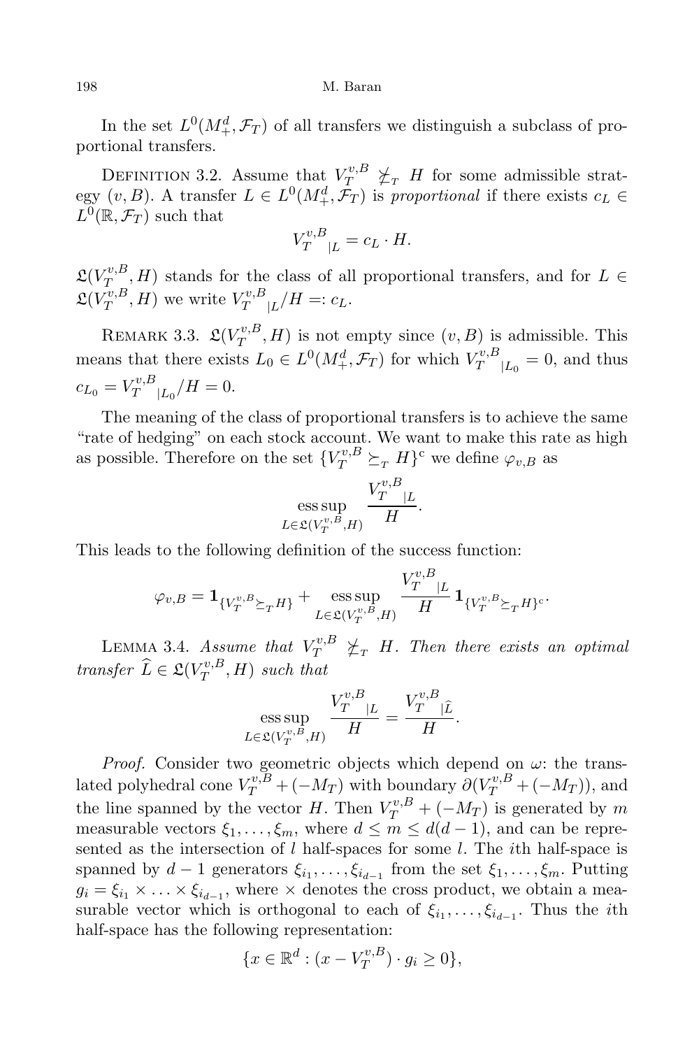In the set $L^0(M^d_+, \mathcal{F}_T)$ of all transfers we distinguish a subclass of proportional transfers.

DEFINITION 3.2. Assume that $V_T^{v,B} \not\succeq_T H$ for some admissible strategy $(v, B)$. A transfer $L \in L^0(M^d_+, \mathcal{F}_T)$ is *proportional* if there exists $c_L \in L^0(\mathbb{R}, \mathcal{F}_T)$ such that

$$V_T^{v,B}{}_{|L} = c_L \cdot H.$$

$\mathfrak{L}(V_T^{v,B}, H)$ stands for the class of all proportional transfers, and for $L \in \mathfrak{L}(V_T^{v,B}, H)$ we write $V_T^{v,B}{}_{|L}/H =: c_L$.

REMARK 3.3. $\mathfrak{L}(V_T^{v,B}, H)$ is not empty since $(v, B)$ is admissible. This means that there exists $L_0 \in L^0(M^d_+, \mathcal{F}_T)$ for which $V_T^{v,B}{}_{|L_0} = 0$, and thus $c_{L_0} = V_T^{v,B}{}_{|L_0}/H = 0$.

The meaning of the class of proportional transfers is to achieve the same "rate of hedging" on each stock account. We want to make this rate as high as possible. Therefore on the set $\{V_T^{v,B} \succeq_T H\}^{\mathrm{c}}$ we define $\varphi_{v,B}$ as

$$\operatorname*{ess\,sup}_{L \in \mathfrak{L}(V_T^{v,B}, H)} \frac{V_T^{v,B}{}_{|L}}{H}.$$

This leads to the following definition of the success function:

$$\varphi_{v,B} = \mathbf{1}_{\{V_T^{v,B} \succeq_T H\}} + \operatorname*{ess\,sup}_{L \in \mathfrak{L}(V_T^{v,B}, H)} \frac{V_T^{v,B}{}_{|L}}{H} \mathbf{1}_{\{V_T^{v,B} \succeq_T H\}^{\mathrm{c}}}.$$

LEMMA 3.4. *Assume that $V_T^{v,B} \not\succeq_T H$. Then there exists an optimal transfer $\widehat{L} \in \mathfrak{L}(V_T^{v,B}, H)$ such that*

$$\operatorname*{ess\,sup}_{L \in \mathfrak{L}(V_T^{v,B}, H)} \frac{V_T^{v,B}{}_{|L}}{H} = \frac{V_T^{v,B}{}_{|\widehat{L}}}{H}.$$

*Proof.* Consider two geometric objects which depend on $\omega$: the translated polyhedral cone $V_T^{v,B} + (-M_T)$ with boundary $\partial(V_T^{v,B} + (-M_T))$, and the line spanned by the vector $H$. Then $V_T^{v,B} + (-M_T)$ is generated by $m$ measurable vectors $\xi_1, \ldots, \xi_m$, where $d \le m \le d(d-1)$, and can be represented as the intersection of $l$ half-spaces for some $l$. The $i$th half-space is spanned by $d-1$ generators $\xi_{i_1}, \ldots, \xi_{i_{d-1}}$ from the set $\xi_1, \ldots, \xi_m$. Putting $g_i = \xi_{i_1} \times \ldots \times \xi_{i_{d-1}}$, where $\times$ denotes the cross product, we obtain a measurable vector which is orthogonal to each of $\xi_{i_1}, \ldots, \xi_{i_{d-1}}$. Thus the $i$th half-space has the following representation:

$$\{x \in \mathbb{R}^d : (x - V_T^{v,B}) \cdot g_i \ge 0\},$$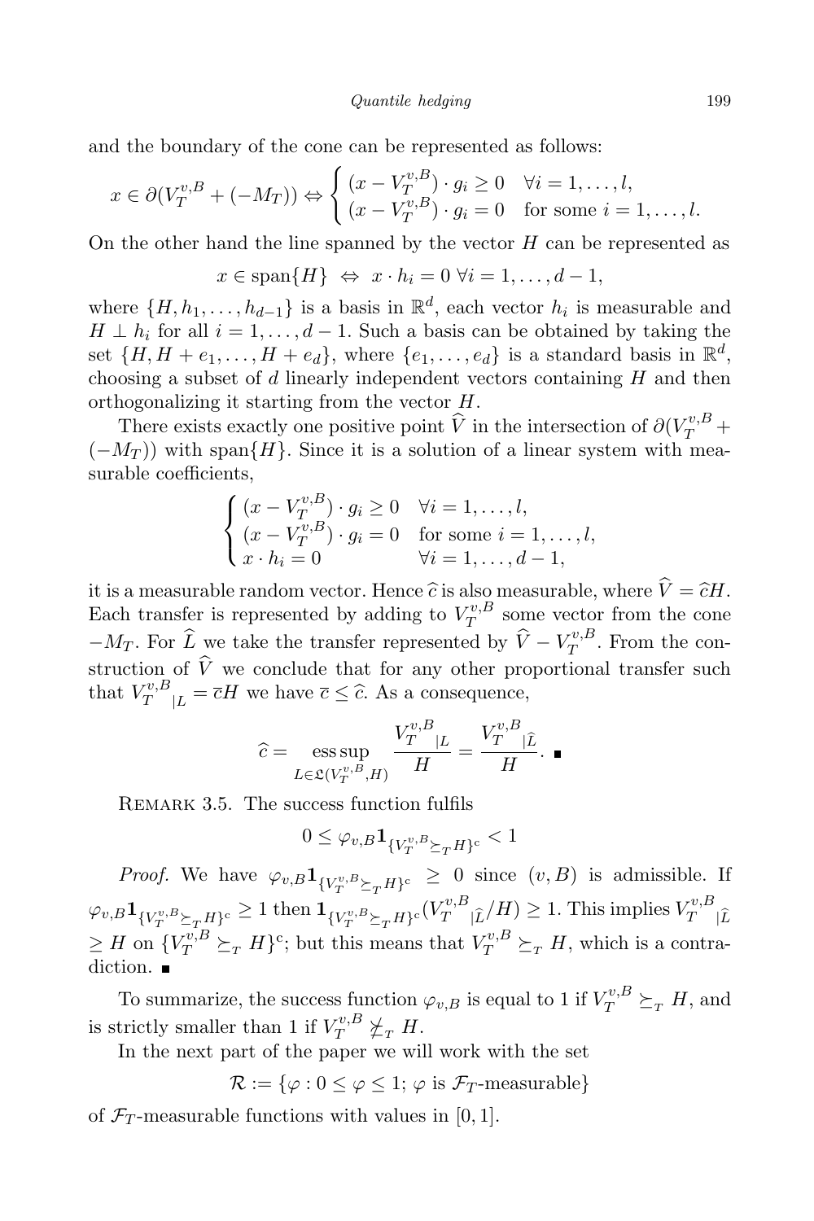and the boundary of the cone can be represented as follows:

$$x \in \partial(V_T^{v,B} + (-M_T)) \Leftrightarrow \begin{cases} (x - V_T^{v,B}) \cdot g_i \geq 0 & \forall i = 1, \dots, l, \\ (x - V_T^{v,B}) \cdot g_i = 0 & \text{for some } i = 1, \dots, l. \end{cases}$$

On the other hand the line spanned by the vector $H$ can be represented as

$$x \in \operatorname{span}\{H\} \Leftrightarrow x \cdot h_i = 0 \ \forall i = 1, \dots, d-1,$$

where $\{H, h_1, \dots, h_{d-1}\}$ is a basis in $\mathbb{R}^d$, each vector $h_i$ is measurable and $H \perp h_i$ for all $i = 1, \dots, d-1$. Such a basis can be obtained by taking the set $\{H, H + e_1, \dots, H + e_d\}$, where $\{e_1, \dots, e_d\}$ is a standard basis in $\mathbb{R}^d$, choosing a subset of $d$ linearly independent vectors containing $H$ and then orthogonalizing it starting from the vector $H$.

There exists exactly one positive point $\widehat{V}$ in the intersection of $\partial(V_T^{v,B} + (-M_T))$ with $\operatorname{span}\{H\}$. Since it is a solution of a linear system with measurable coefficients,

$$\begin{cases} (x - V_T^{v,B}) \cdot g_i \geq 0 & \forall i = 1, \dots, l, \\ (x - V_T^{v,B}) \cdot g_i = 0 & \text{for some } i = 1, \dots, l, \\ x \cdot h_i = 0 & \forall i = 1, \dots, d-1, \end{cases}$$

it is a measurable random vector. Hence $\widehat{c}$ is also measurable, where $\widehat{V} = \widehat{c}H$. Each transfer is represented by adding to $V_T^{v,B}$ some vector from the cone $-M_T$. For $\widehat{L}$ we take the transfer represented by $\widehat{V} - V_T^{v,B}$. From the construction of $\widehat{V}$ we conclude that for any other proportional transfer such that ${V_T^{v,B}}_{|L} = \overline{c}H$ we have $\overline{c} \leq \widehat{c}$. As a consequence,

$$\widehat{c} = \operatorname*{ess\,sup}_{L \in \mathfrak{L}(V_T^{v,B}, H)} \frac{{V_T^{v,B}}_{|L}}{H} = \frac{{V_T^{v,B}}_{|\widehat{L}}}{H}. \ \blacksquare$$

Remark 3.5. The success function fulfils

$$0 \leq \varphi_{v,B} \mathbf{1}_{\{V_T^{v,B} \succeq_T H\}^c} < 1$$

*Proof.* We have $\varphi_{v,B} \mathbf{1}_{\{V_T^{v,B} \succeq_T H\}^c} \geq 0$ since $(v, B)$ is admissible. If $\varphi_{v,B} \mathbf{1}_{\{V_T^{v,B} \succeq_T H\}^c} \geq 1$ then $\mathbf{1}_{\{V_T^{v,B} \succeq_T H\}^c}({V_T^{v,B}}_{|\widehat{L}}/H) \geq 1$. This implies ${V_T^{v,B}}_{|\widehat{L}} \geq H$ on $\{V_T^{v,B} \succeq_T H\}^c$; but this means that $V_T^{v,B} \succeq_T H$, which is a contradiction. $\blacksquare$

To summarize, the success function $\varphi_{v,B}$ is equal to 1 if $V_T^{v,B} \succeq_T H$, and is strictly smaller than 1 if $V_T^{v,B} \not\succeq_T H$.

In the next part of the paper we will work with the set

$$\mathcal{R} := \{\varphi : 0 \leq \varphi \leq 1; \ \varphi \text{ is } \mathcal{F}_T\text{-measurable}\}$$

of $\mathcal{F}_T$-measurable functions with values in $[0, 1]$.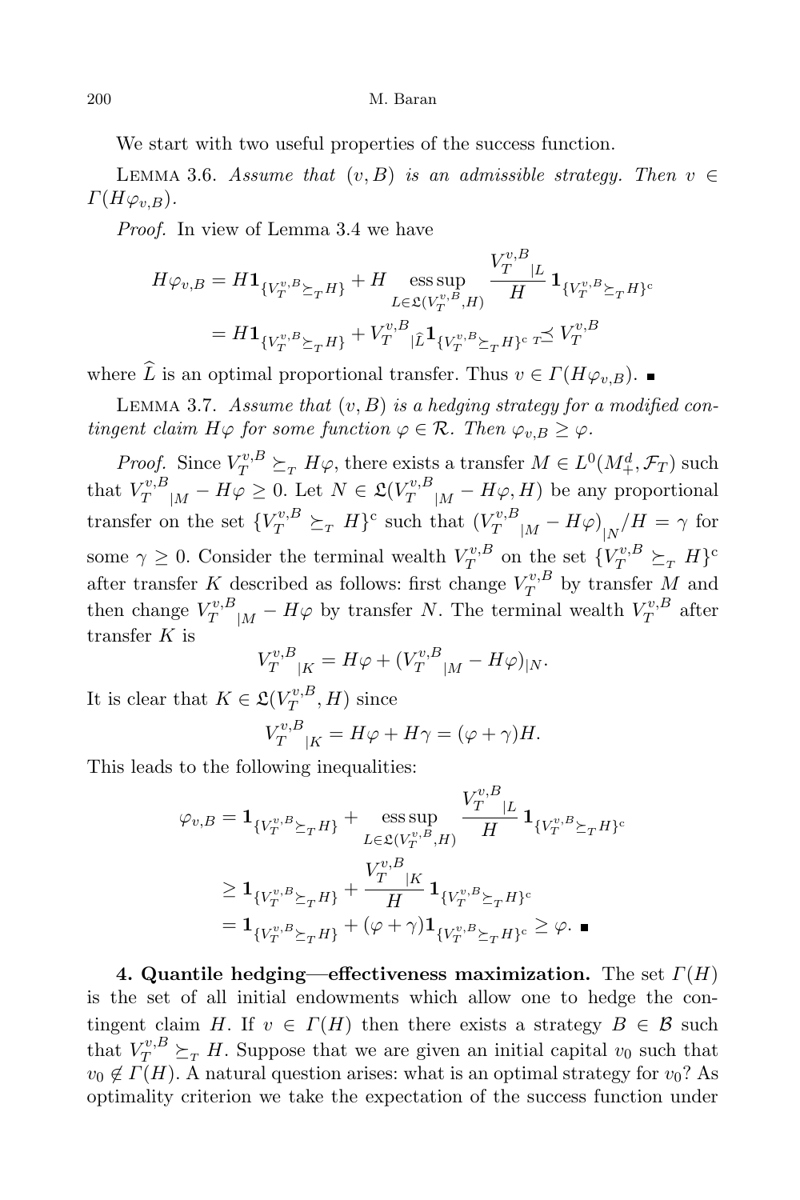We start with two useful properties of the success function.

LEMMA 3.6. *Assume that $(v, B)$ is an admissible strategy. Then $v \in \Gamma(H\varphi_{v,B})$.*

*Proof.* In view of Lemma 3.4 we have

$$
\begin{aligned}
H\varphi_{v,B} &= H\mathbf{1}_{\{V_T^{v,B} \succeq_T H\}} + H \operatorname*{ess\,sup}_{L \in \mathfrak{L}(V_T^{v,B}, H)} \frac{{V_T^{v,B}}_{|L}}{H} \mathbf{1}_{\{V_T^{v,B} \succeq_T H\}^{\mathrm{c}}} \\
&= H\mathbf{1}_{\{V_T^{v,B} \succeq_T H\}} + {V_T^{v,B}}_{|\widehat{L}} \mathbf{1}_{\{V_T^{v,B} \succeq_T H\}^{\mathrm{c}}} \preceq_T V_T^{v,B}
\end{aligned}
$$

where $\widehat{L}$ is an optimal proportional transfer. Thus $v \in \Gamma(H\varphi_{v,B})$. ∎

LEMMA 3.7. *Assume that $(v, B)$ is a hedging strategy for a modified contingent claim $H\varphi$ for some function $\varphi \in \mathcal{R}$. Then $\varphi_{v,B} \geq \varphi$.*

*Proof.* Since $V_T^{v,B} \succeq_T H\varphi$, there exists a transfer $M \in L^0(M_+^d, \mathcal{F}_T)$ such that ${V_T^{v,B}}_{|M} - H\varphi \geq 0$. Let $N \in \mathfrak{L}({V_T^{v,B}}_{|M} - H\varphi, H)$ be any proportional transfer on the set $\{V_T^{v,B} \succeq_T H\}^{\mathrm{c}}$ such that $({V_T^{v,B}}_{|M} - H\varphi)_{|N}/H = \gamma$ for some $\gamma \geq 0$. Consider the terminal wealth $V_T^{v,B}$ on the set $\{V_T^{v,B} \succeq_T H\}^{\mathrm{c}}$ after transfer $K$ described as follows: first change $V_T^{v,B}$ by transfer $M$ and then change ${V_T^{v,B}}_{|M} - H\varphi$ by transfer $N$. The terminal wealth $V_T^{v,B}$ after transfer $K$ is

$$
{V_T^{v,B}}_{|K} = H\varphi + ({V_T^{v,B}}_{|M} - H\varphi)_{|N}.
$$

It is clear that $K \in \mathfrak{L}(V_T^{v,B}, H)$ since

$$
{V_T^{v,B}}_{|K} = H\varphi + H\gamma = (\varphi + \gamma)H.
$$

This leads to the following inequalities:

$$
\begin{aligned}
\varphi_{v,B} &= \mathbf{1}_{\{V_T^{v,B} \succeq_T H\}} + \operatorname*{ess\,sup}_{L \in \mathfrak{L}(V_T^{v,B}, H)} \frac{{V_T^{v,B}}_{|L}}{H} \mathbf{1}_{\{V_T^{v,B} \succeq_T H\}^{\mathrm{c}}} \\
&\geq \mathbf{1}_{\{V_T^{v,B} \succeq_T H\}} + \frac{{V_T^{v,B}}_{|K}}{H} \mathbf{1}_{\{V_T^{v,B} \succeq_T H\}^{\mathrm{c}}} \\
&= \mathbf{1}_{\{V_T^{v,B} \succeq_T H\}} + (\varphi + \gamma)\mathbf{1}_{\{V_T^{v,B} \succeq_T H\}^{\mathrm{c}}} \geq \varphi. \; ∎
\end{aligned}
$$

**4. Quantile hedging—effectiveness maximization.** The set $\Gamma(H)$ is the set of all initial endowments which allow one to hedge the contingent claim $H$. If $v \in \Gamma(H)$ then there exists a strategy $B \in \mathcal{B}$ such that $V_T^{v,B} \succeq_T H$. Suppose that we are given an initial capital $v_0$ such that $v_0 \notin \Gamma(H)$. A natural question arises: what is an optimal strategy for $v_0$? As optimality criterion we take the expectation of the success function under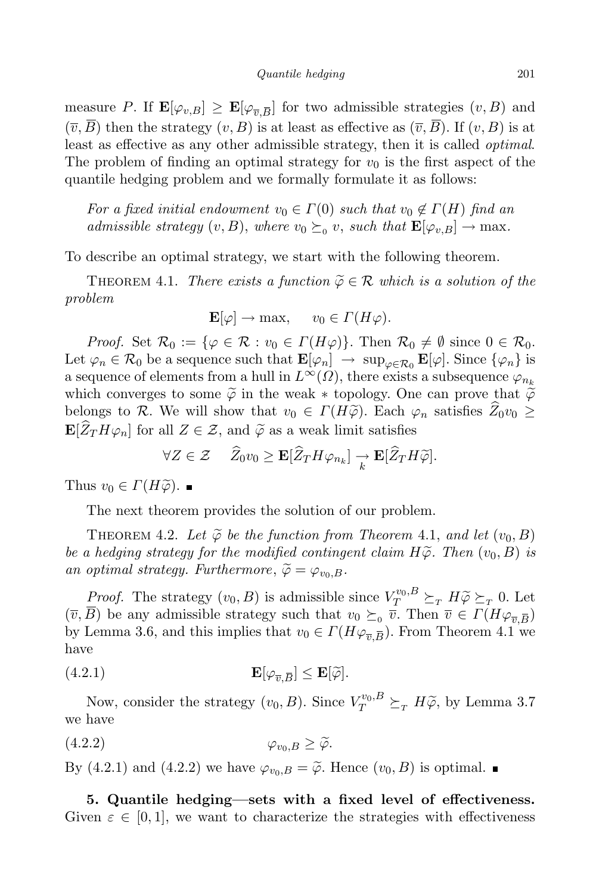measure $P$. If $\mathbf{E}[\varphi_{v,B}] \geq \mathbf{E}[\varphi_{\overline{v},\overline{B}}]$ for two admissible strategies $(v, B)$ and $(\overline{v}, \overline{B})$ then the strategy $(v, B)$ is at least as effective as $(\overline{v}, \overline{B})$. If $(v, B)$ is at least as effective as any other admissible strategy, then it is called *optimal*. The problem of finding an optimal strategy for $v_0$ is the first aspect of the quantile hedging problem and we formally formulate it as follows:

*For a fixed initial endowment $v_0 \in \Gamma(0)$ such that $v_0 \notin \Gamma(H)$ find an admissible strategy $(v, B)$, where $v_0 \succeq_0 v$, such that $\mathbf{E}[\varphi_{v,B}] \to \max$.*

To describe an optimal strategy, we start with the following theorem.

Theorem 4.1. *There exists a function $\widetilde{\varphi} \in \mathcal{R}$ which is a solution of the problem*

$$\mathbf{E}[\varphi] \to \max, \qquad v_0 \in \Gamma(H\varphi).$$

*Proof.* Set $\mathcal{R}_0 := \{\varphi \in \mathcal{R} : v_0 \in \Gamma(H\varphi)\}$. Then $\mathcal{R}_0 \neq \emptyset$ since $0 \in \mathcal{R}_0$. Let $\varphi_n \in \mathcal{R}_0$ be a sequence such that $\mathbf{E}[\varphi_n] \to \sup_{\varphi \in \mathcal{R}_0} \mathbf{E}[\varphi]$. Since $\{\varphi_n\}$ is a sequence of elements from a hull in $L^\infty(\Omega)$, there exists a subsequence $\varphi_{n_k}$ which converges to some $\widetilde{\varphi}$ in the weak $*$ topology. One can prove that $\widetilde{\varphi}$ belongs to $\mathcal{R}$. We will show that $v_0 \in \Gamma(H\widetilde{\varphi})$. Each $\varphi_n$ satisfies $\widehat{Z}_0 v_0 \geq \mathbf{E}[\widehat{Z}_T H \varphi_n]$ for all $Z \in \mathcal{Z}$, and $\widetilde{\varphi}$ as a weak limit satisfies

$$\forall Z \in \mathcal{Z} \quad \widehat{Z}_0 v_0 \geq \mathbf{E}[\widehat{Z}_T H \varphi_{n_k}] \underset{k}{\to} \mathbf{E}[\widehat{Z}_T H \widetilde{\varphi}].$$

Thus $v_0 \in \Gamma(H\widetilde{\varphi})$. ∎

The next theorem provides the solution of our problem.

Theorem 4.2. *Let $\widetilde{\varphi}$ be the function from Theorem 4.1, and let $(v_0, B)$ be a hedging strategy for the modified contingent claim $H\widetilde{\varphi}$. Then $(v_0, B)$ is an optimal strategy. Furthermore, $\widetilde{\varphi} = \varphi_{v_0,B}$.*

*Proof.* The strategy $(v_0, B)$ is admissible since $V_T^{v_0,B} \succeq_T H\widetilde{\varphi} \succeq_T 0$. Let $(\overline{v}, \overline{B})$ be any admissible strategy such that $v_0 \succeq_0 \overline{v}$. Then $\overline{v} \in \Gamma(H\varphi_{\overline{v},\overline{B}})$ by Lemma 3.6, and this implies that $v_0 \in \Gamma(H\varphi_{\overline{v},\overline{B}})$. From Theorem 4.1 we have

$$\mathbf{E}[\varphi_{\overline{v},\overline{B}}] \leq \mathbf{E}[\widetilde{\varphi}]. \tag{4.2.1}$$

Now, consider the strategy $(v_0, B)$. Since $V_T^{v_0,B} \succeq_T H\widetilde{\varphi}$, by Lemma 3.7 we have

$$\varphi_{v_0,B} \geq \widetilde{\varphi}. \tag{4.2.2}$$

By (4.2.1) and (4.2.2) we have $\varphi_{v_0,B} = \widetilde{\varphi}$. Hence $(v_0, B)$ is optimal. ∎

**5. Quantile hedging—sets with a fixed level of effectiveness.** Given $\varepsilon \in [0, 1]$, we want to characterize the strategies with effectiveness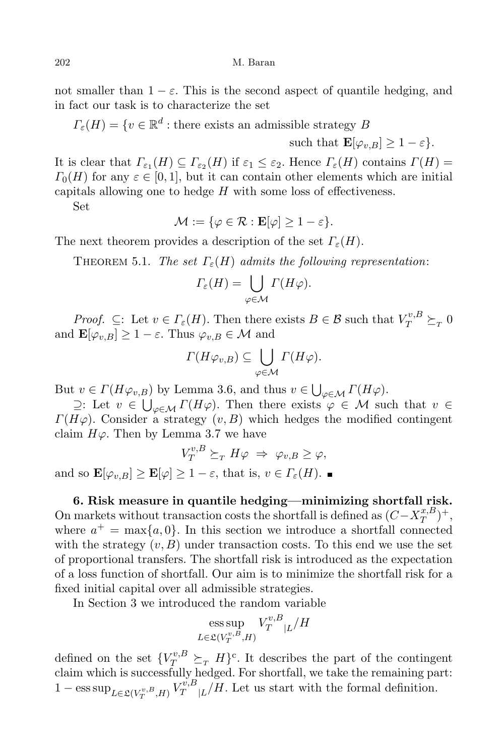not smaller than $1-\varepsilon$. This is the second aspect of quantile hedging, and in fact our task is to characterize the set

$$\Gamma_\varepsilon(H) = \{v \in \mathbb{R}^d : \text{there exists an admissible strategy } B \text{ such that } \mathbf{E}[\varphi_{v,B}] \geq 1-\varepsilon\}.$$

It is clear that $\Gamma_{\varepsilon_1}(H) \subseteq \Gamma_{\varepsilon_2}(H)$ if $\varepsilon_1 \leq \varepsilon_2$. Hence $\Gamma_\varepsilon(H)$ contains $\Gamma(H) = \Gamma_0(H)$ for any $\varepsilon \in [0,1]$, but it can contain other elements which are initial capitals allowing one to hedge $H$ with some loss of effectiveness.

Set

$$\mathcal{M} := \{\varphi \in \mathcal{R} : \mathbf{E}[\varphi] \geq 1-\varepsilon\}.$$

The next theorem provides a description of the set $\Gamma_\varepsilon(H)$.

Theorem 5.1. *The set $\Gamma_\varepsilon(H)$ admits the following representation*:

$$\Gamma_\varepsilon(H) = \bigcup_{\varphi\in\mathcal{M}} \Gamma(H\varphi).$$

*Proof.* $\subseteq$: Let $v \in \Gamma_\varepsilon(H)$. Then there exists $B \in \mathcal{B}$ such that $V_T^{v,B} \succeq_T 0$ and $\mathbf{E}[\varphi_{v,B}] \geq 1-\varepsilon$. Thus $\varphi_{v,B} \in \mathcal{M}$ and

$$\Gamma(H\varphi_{v,B}) \subseteq \bigcup_{\varphi\in\mathcal{M}} \Gamma(H\varphi).$$

But $v \in \Gamma(H\varphi_{v,B})$ by Lemma 3.6, and thus $v \in \bigcup_{\varphi\in\mathcal{M}} \Gamma(H\varphi)$.

$\supseteq$: Let $v \in \bigcup_{\varphi\in\mathcal{M}} \Gamma(H\varphi)$. Then there exists $\varphi \in \mathcal{M}$ such that $v \in \Gamma(H\varphi)$. Consider a strategy $(v,B)$ which hedges the modified contingent claim $H\varphi$. Then by Lemma 3.7 we have

$$V_T^{v,B} \succeq_T H\varphi \ \Rightarrow\ \varphi_{v,B} \geq \varphi,$$

and so $\mathbf{E}[\varphi_{v,B}] \geq \mathbf{E}[\varphi] \geq 1-\varepsilon$, that is, $v \in \Gamma_\varepsilon(H)$. ∎

**6. Risk measure in quantile hedging—minimizing shortfall risk.** On markets without transaction costs the shortfall is defined as $(C - X_T^{x,B})^+$, where $a^+ = \max\{a, 0\}$. In this section we introduce a shortfall connected with the strategy $(v,B)$ under transaction costs. To this end we use the set of proportional transfers. The shortfall risk is introduced as the expectation of a loss function of shortfall. Our aim is to minimize the shortfall risk for a fixed initial capital over all admissible strategies.

In Section 3 we introduced the random variable

$$\operatorname*{ess\,sup}_{L\in\mathfrak{L}(V_T^{v,B},H)} V_T^{v,B}{}_{|L}/H$$

defined on the set $\{V_T^{v,B} \succeq_T H\}^{\mathrm{c}}$. It describes the part of the contingent claim which is successfully hedged. For shortfall, we take the remaining part: $1 - \operatorname{ess\,sup}_{L\in\mathfrak{L}(V_T^{v,B},H)} V_T^{v,B}{}_{|L}/H$. Let us start with the formal definition.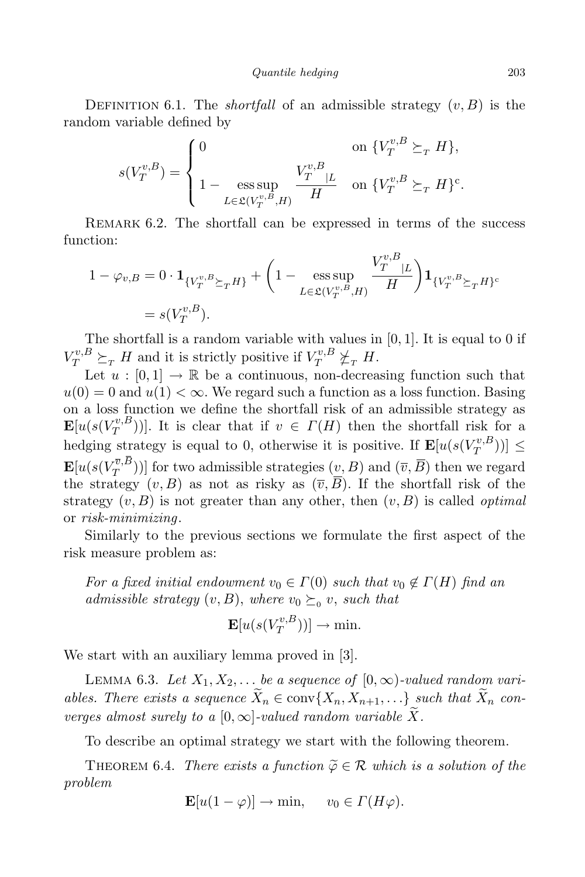DEFINITION 6.1. The *shortfall* of an admissible strategy $(v, B)$ is the random variable defined by

$$s(V_T^{v,B}) = \begin{cases} 0 & \text{on } \{V_T^{v,B} \succeq_T H\}, \\ 1 - \operatorname*{ess\,sup}_{L \in \mathfrak{L}(V_T^{v,B}, H)} \dfrac{V_{T\ |L}^{v,B}}{H} & \text{on } \{V_T^{v,B} \succeq_T H\}^{\mathrm{c}}. \end{cases}$$

REMARK 6.2. The shortfall can be expressed in terms of the success function:

$$\begin{aligned} 1 - \varphi_{v,B} &= 0 \cdot \mathbf{1}_{\{V_T^{v,B} \succeq_T H\}} + \left(1 - \operatorname*{ess\,sup}_{L \in \mathfrak{L}(V_T^{v,B}, H)} \frac{V_{T\ |L}^{v,B}}{H}\right) \mathbf{1}_{\{V_T^{v,B} \succeq_T H\}^{\mathrm{c}}} \\ &= s(V_T^{v,B}). \end{aligned}$$

The shortfall is a random variable with values in $[0,1]$. It is equal to 0 if $V_T^{v,B} \succeq_T H$ and it is strictly positive if $V_T^{v,B} \not\succeq_T H$.

Let $u : [0,1] \to \mathbb{R}$ be a continuous, non-decreasing function such that $u(0) = 0$ and $u(1) < \infty$. We regard such a function as a loss function. Basing on a loss function we define the shortfall risk of an admissible strategy as $\mathbf{E}[u(s(V_T^{v,B}))]$. It is clear that if $v \in \Gamma(H)$ then the shortfall risk for a hedging strategy is equal to 0, otherwise it is positive. If $\mathbf{E}[u(s(V_T^{v,B}))] \le \mathbf{E}[u(s(V_T^{\overline{v},\overline{B}}))]$ for two admissible strategies $(v, B)$ and $(\overline{v}, \overline{B})$ then we regard the strategy $(v, B)$ as not as risky as $(\overline{v}, \overline{B})$. If the shortfall risk of the strategy $(v, B)$ is not greater than any other, then $(v, B)$ is called *optimal* or *risk-minimizing*.

Similarly to the previous sections we formulate the first aspect of the risk measure problem as:

*For a fixed initial endowment $v_0 \in \Gamma(0)$ such that $v_0 \notin \Gamma(H)$ find an admissible strategy $(v, B)$, where $v_0 \succeq_0 v$, such that*

$$\mathbf{E}[u(s(V_T^{v,B}))] \to \min.$$

We start with an auxiliary lemma proved in [3].

LEMMA 6.3. *Let $X_1, X_2, \ldots$ be a sequence of $[0,\infty)$-valued random variables. There exists a sequence $\widetilde{X}_n \in \operatorname{conv}\{X_n, X_{n+1}, \ldots\}$ such that $\widetilde{X}_n$ converges almost surely to a $[0,\infty]$-valued random variable $\widetilde{X}$.*

To describe an optimal strategy we start with the following theorem.

THEOREM 6.4. *There exists a function $\widetilde{\varphi} \in \mathcal{R}$ which is a solution of the problem*

$$\mathbf{E}[u(1-\varphi)] \to \min, \qquad v_0 \in \Gamma(H\varphi).$$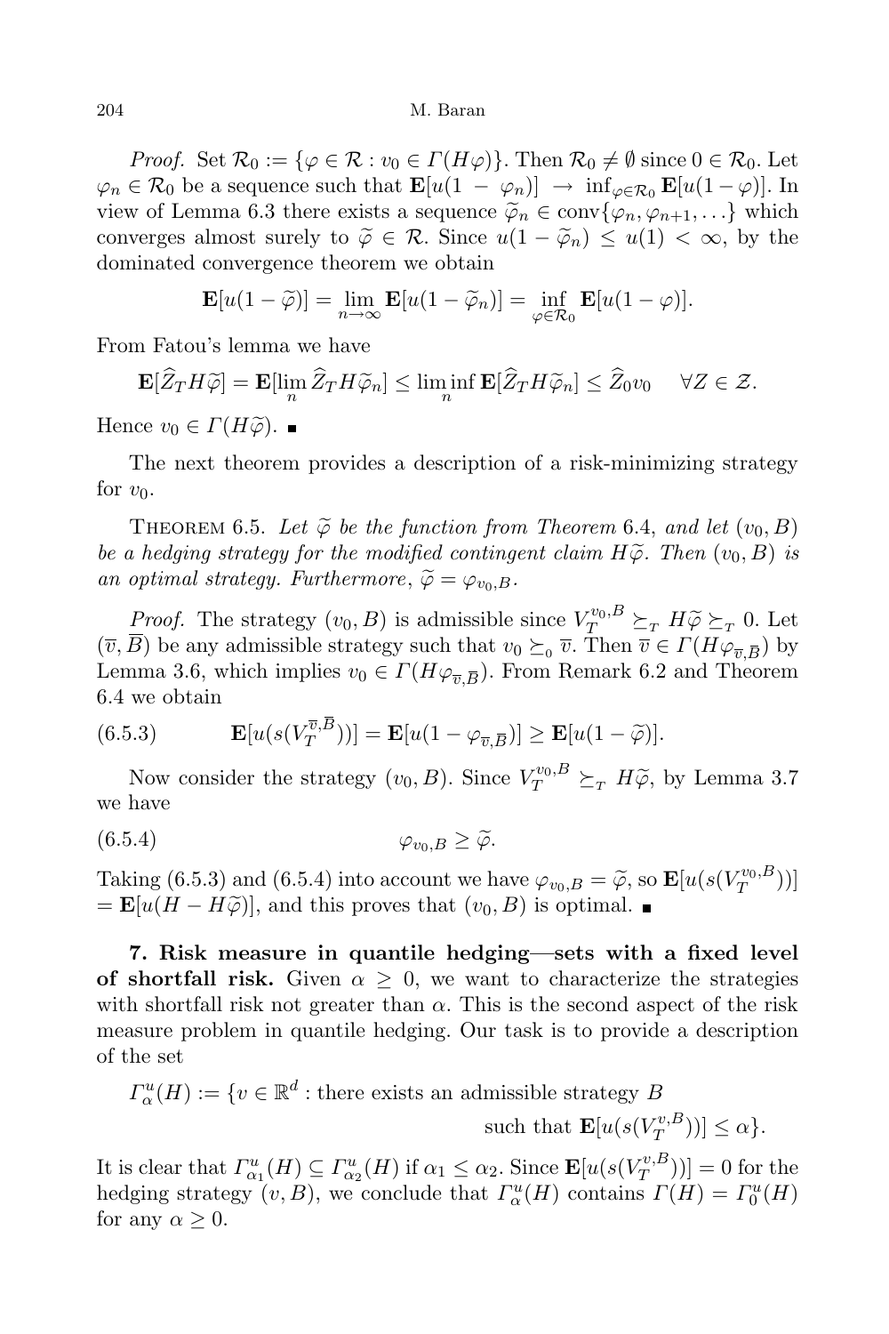*Proof.* Set $\mathcal{R}_0 := \{\varphi \in \mathcal{R} : v_0 \in \Gamma(H\varphi)\}$. Then $\mathcal{R}_0 \neq \emptyset$ since $0 \in \mathcal{R}_0$. Let $\varphi_n \in \mathcal{R}_0$ be a sequence such that $\mathbf{E}[u(1-\varphi_n)] \to \inf_{\varphi\in\mathcal{R}_0} \mathbf{E}[u(1-\varphi)]$. In view of Lemma 6.3 there exists a sequence $\widetilde{\varphi}_n \in \operatorname{conv}\{\varphi_n, \varphi_{n+1}, \ldots\}$ which converges almost surely to $\widetilde{\varphi} \in \mathcal{R}$. Since $u(1-\widetilde{\varphi}_n) \le u(1) < \infty$, by the dominated convergence theorem we obtain

$$\mathbf{E}[u(1-\widetilde{\varphi})] = \lim_{n\to\infty} \mathbf{E}[u(1-\widetilde{\varphi}_n)] = \inf_{\varphi\in\mathcal{R}_0} \mathbf{E}[u(1-\varphi)].$$

From Fatou's lemma we have

$$\mathbf{E}[\widehat{Z}_T H\widetilde{\varphi}] = \mathbf{E}[\lim_n \widehat{Z}_T H\widetilde{\varphi}_n] \le \liminf_n \mathbf{E}[\widehat{Z}_T H\widetilde{\varphi}_n] \le \widehat{Z}_0 v_0 \quad \forall Z \in \mathcal{Z}.$$

Hence $v_0 \in \Gamma(H\widetilde{\varphi})$. ∎

The next theorem provides a description of a risk-minimizing strategy for $v_0$.

THEOREM 6.5. *Let $\widetilde{\varphi}$ be the function from Theorem 6.4, and let $(v_0, B)$ be a hedging strategy for the modified contingent claim $H\widetilde{\varphi}$. Then $(v_0, B)$ is an optimal strategy. Furthermore, $\widetilde{\varphi} = \varphi_{v_0,B}$.*

*Proof.* The strategy $(v_0, B)$ is admissible since $V_T^{v_0,B} \succeq_T H\widetilde{\varphi} \succeq_T 0$. Let $(\overline{v}, \overline{B})$ be any admissible strategy such that $v_0 \succeq_0 \overline{v}$. Then $\overline{v} \in \Gamma(H\varphi_{\overline{v},\overline{B}})$ by Lemma 3.6, which implies $v_0 \in \Gamma(H\varphi_{\overline{v},\overline{B}})$. From Remark 6.2 and Theorem 6.4 we obtain

$$\mathbf{E}[u(s(V_T^{\overline{v},\overline{B}}))] = \mathbf{E}[u(1-\varphi_{\overline{v},\overline{B}})] \ge \mathbf{E}[u(1-\widetilde{\varphi})]. \tag{6.5.3}$$

Now consider the strategy $(v_0, B)$. Since $V_T^{v_0,B} \succeq_T H\widetilde{\varphi}$, by Lemma 3.7 we have

$$\varphi_{v_0,B} \ge \widetilde{\varphi}. \tag{6.5.4}$$

Taking (6.5.3) and (6.5.4) into account we have $\varphi_{v_0,B} = \widetilde{\varphi}$, so $\mathbf{E}[u(s(V_T^{v_0,B}))] = \mathbf{E}[u(H - H\widetilde{\varphi})]$, and this proves that $(v_0, B)$ is optimal. ∎

**7. Risk measure in quantile hedging—sets with a fixed level of shortfall risk.** Given $\alpha \ge 0$, we want to characterize the strategies with shortfall risk not greater than $\alpha$. This is the second aspect of the risk measure problem in quantile hedging. Our task is to provide a description of the set

$$\Gamma_\alpha^u(H) := \{v \in \mathbb{R}^d : \text{there exists an admissible strategy } B \text{ such that } \mathbf{E}[u(s(V_T^{v,B}))] \le \alpha\}.$$

It is clear that $\Gamma_{\alpha_1}^u(H) \subseteq \Gamma_{\alpha_2}^u(H)$ if $\alpha_1 \le \alpha_2$. Since $\mathbf{E}[u(s(V_T^{v,B}))] = 0$ for the hedging strategy $(v, B)$, we conclude that $\Gamma_\alpha^u(H)$ contains $\Gamma(H) = \Gamma_0^u(H)$ for any $\alpha \ge 0$.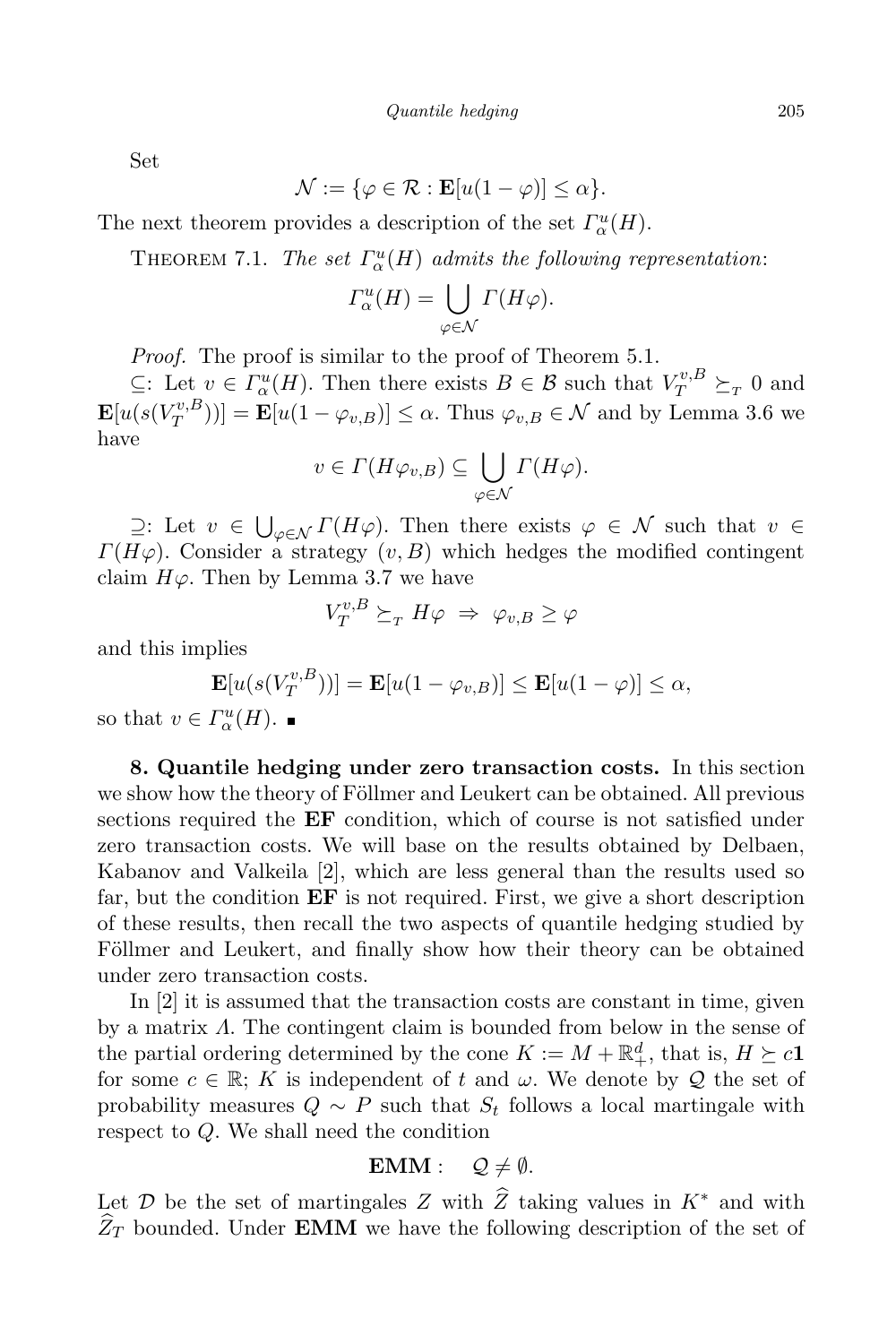Set

$$\mathcal{N} := \{\varphi \in \mathcal{R} : \mathbf{E}[u(1-\varphi)] \le \alpha\}.$$

The next theorem provides a description of the set $\Gamma_\alpha^u(H)$.

THEOREM 7.1. *The set $\Gamma_\alpha^u(H)$ admits the following representation*:

$$\Gamma_\alpha^u(H) = \bigcup_{\varphi\in\mathcal{N}} \Gamma(H\varphi).$$

*Proof.* The proof is similar to the proof of Theorem 5.1.

$\subseteq$: Let $v \in \Gamma_\alpha^u(H)$. Then there exists $B \in \mathcal{B}$ such that $V_T^{v,B} \succeq_T 0$ and $\mathbf{E}[u(s(V_T^{v,B}))] = \mathbf{E}[u(1-\varphi_{v,B})] \le \alpha$. Thus $\varphi_{v,B} \in \mathcal{N}$ and by Lemma 3.6 we have

$$v \in \Gamma(H\varphi_{v,B}) \subseteq \bigcup_{\varphi\in\mathcal{N}} \Gamma(H\varphi).$$

$\supseteq$: Let $v \in \bigcup_{\varphi\in\mathcal{N}} \Gamma(H\varphi)$. Then there exists $\varphi \in \mathcal{N}$ such that $v \in \Gamma(H\varphi)$. Consider a strategy $(v,B)$ which hedges the modified contingent claim $H\varphi$. Then by Lemma 3.7 we have

$$V_T^{v,B} \succeq_T H\varphi \;\Rightarrow\; \varphi_{v,B} \ge \varphi$$

and this implies

$$\mathbf{E}[u(s(V_T^{v,B}))] = \mathbf{E}[u(1-\varphi_{v,B})] \le \mathbf{E}[u(1-\varphi)] \le \alpha,$$

so that $v \in \Gamma_\alpha^u(H)$. ∎

**8. Quantile hedging under zero transaction costs.** In this section we show how the theory of Föllmer and Leukert can be obtained. All previous sections required the **EF** condition, which of course is not satisfied under zero transaction costs. We will base on the results obtained by Delbaen, Kabanov and Valkeila [2], which are less general than the results used so far, but the condition **EF** is not required. First, we give a short description of these results, then recall the two aspects of quantile hedging studied by Föllmer and Leukert, and finally show how their theory can be obtained under zero transaction costs.

In [2] it is assumed that the transaction costs are constant in time, given by a matrix $\Lambda$. The contingent claim is bounded from below in the sense of the partial ordering determined by the cone $K := M + \mathbb{R}_+^d$, that is, $H \succeq c\mathbf{1}$ for some $c \in \mathbb{R}$; $K$ is independent of $t$ and $\omega$. We denote by $\mathcal{Q}$ the set of probability measures $Q \sim P$ such that $S_t$ follows a local martingale with respect to $Q$. We shall need the condition

$$\mathbf{EMM}: \quad \mathcal{Q} \neq \emptyset.$$

Let $\mathcal{D}$ be the set of martingales $Z$ with $\widehat{Z}$ taking values in $K^*$ and with $\widehat{Z}_T$ bounded. Under **EMM** we have the following description of the set of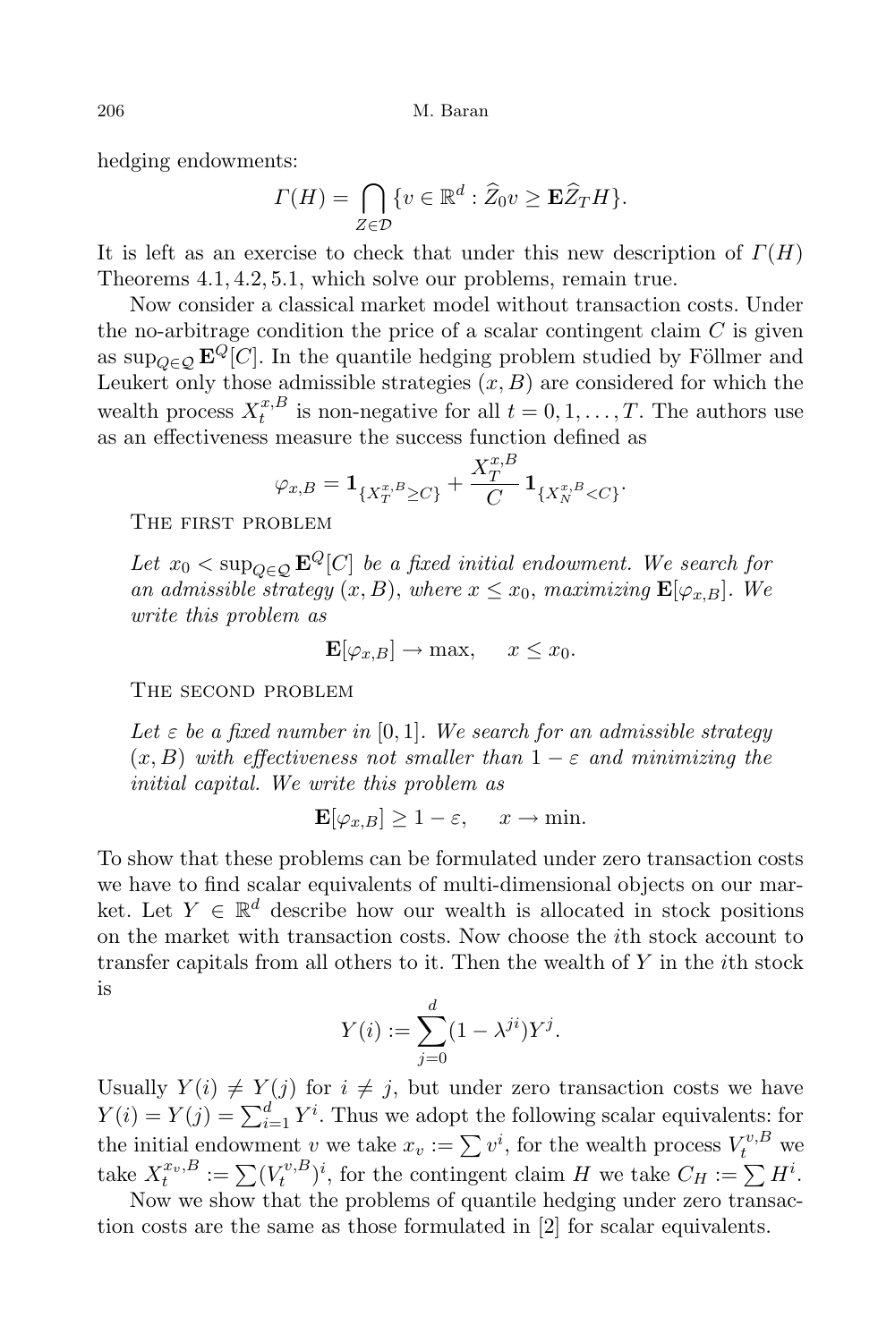hedging endowments:

$$\Gamma(H) = \bigcap_{Z \in \mathcal{D}} \{v \in \mathbb{R}^d : \widehat{Z}_0 v \geq \mathbf{E}\widehat{Z}_T H\}.$$

It is left as an exercise to check that under this new description of $\Gamma(H)$ Theorems 4.1, 4.2, 5.1, which solve our problems, remain true.

Now consider a classical market model without transaction costs. Under the no-arbitrage condition the price of a scalar contingent claim $C$ is given as $\sup_{Q \in \mathcal{Q}} \mathbf{E}^Q[C]$. In the quantile hedging problem studied by Föllmer and Leukert only those admissible strategies $(x, B)$ are considered for which the wealth process $X_t^{x,B}$ is non-negative for all $t = 0, 1, \ldots, T$. The authors use as an effectiveness measure the success function defined as

$$\varphi_{x,B} = \mathbf{1}_{\{X_T^{x,B} \geq C\}} + \frac{X_T^{x,B}}{C} \mathbf{1}_{\{X_N^{x,B} < C\}}.$$

The first problem

*Let $x_0 < \sup_{Q \in \mathcal{Q}} \mathbf{E}^Q[C]$ be a fixed initial endowment. We search for an admissible strategy $(x, B)$, where $x \leq x_0$, maximizing $\mathbf{E}[\varphi_{x,B}]$. We write this problem as*

$$\mathbf{E}[\varphi_{x,B}] \to \max, \quad x \leq x_0.$$

The second problem

*Let $\varepsilon$ be a fixed number in $[0, 1]$. We search for an admissible strategy $(x, B)$ with effectiveness not smaller than $1 - \varepsilon$ and minimizing the initial capital. We write this problem as*

$$\mathbf{E}[\varphi_{x,B}] \geq 1 - \varepsilon, \quad x \to \min.$$

To show that these problems can be formulated under zero transaction costs we have to find scalar equivalents of multi-dimensional objects on our market. Let $Y \in \mathbb{R}^d$ describe how our wealth is allocated in stock positions on the market with transaction costs. Now choose the $i$th stock account to transfer capitals from all others to it. Then the wealth of $Y$ in the $i$th stock is

$$Y(i) := \sum_{j=0}^{d} (1 - \lambda^{ji}) Y^j.$$

Usually $Y(i) \neq Y(j)$ for $i \neq j$, but under zero transaction costs we have $Y(i) = Y(j) = \sum_{i=1}^{d} Y^i$. Thus we adopt the following scalar equivalents: for the initial endowment $v$ we take $x_v := \sum v^i$, for the wealth process $V_t^{v,B}$ we take $X_t^{x_v,B} := \sum (V_t^{v,B})^i$, for the contingent claim $H$ we take $C_H := \sum H^i$.

Now we show that the problems of quantile hedging under zero transaction costs are the same as those formulated in [2] for scalar equivalents.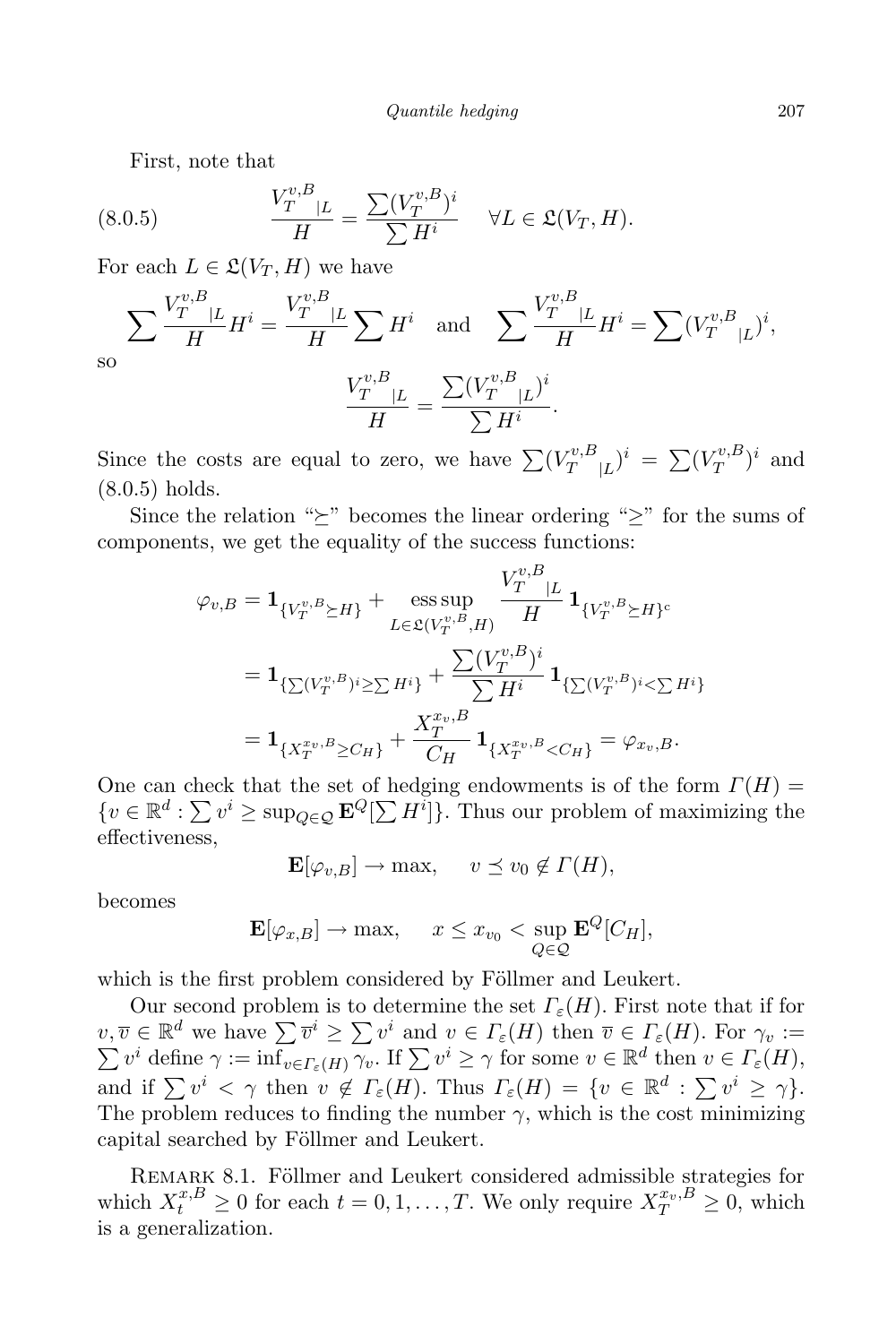First, note that

$$\frac{V_T^{v,B}{}_{|L}}{H} = \frac{\sum (V_T^{v,B})^i}{\sum H^i} \quad \forall L \in \mathfrak{L}(V_T, H). \tag{8.0.5}$$

For each $L \in \mathfrak{L}(V_T, H)$ we have

$$\sum \frac{V_T^{v,B}{}_{|L}}{H} H^i = \frac{V_T^{v,B}{}_{|L}}{H} \sum H^i \quad \text{and} \quad \sum \frac{V_T^{v,B}{}_{|L}}{H} H^i = \sum (V_T^{v,B}{}_{|L})^i,$$

so

$$\frac{V_T^{v,B}{}_{|L}}{H} = \frac{\sum (V_T^{v,B}{}_{|L})^i}{\sum H^i}.$$

Since the costs are equal to zero, we have $\sum (V_T^{v,B}{}_{|L})^i = \sum (V_T^{v,B})^i$ and (8.0.5) holds.

Since the relation "$\succeq$" becomes the linear ordering "$\geq$" for the sums of components, we get the equality of the success functions:

$$\begin{aligned}
\varphi_{v,B} &= \mathbf{1}_{\{V_T^{v,B} \succeq H\}} + \operatorname*{ess\,sup}_{L \in \mathfrak{L}(V_T^{v,B}, H)} \frac{V_T^{v,B}{}_{|L}}{H} \mathbf{1}_{\{V_T^{v,B} \succeq H\}^c} \\
&= \mathbf{1}_{\{\sum (V_T^{v,B})^i \geq \sum H^i\}} + \frac{\sum (V_T^{v,B})^i}{\sum H^i} \mathbf{1}_{\{\sum (V_T^{v,B})^i < \sum H^i\}} \\
&= \mathbf{1}_{\{X_T^{x_v,B} \geq C_H\}} + \frac{X_T^{x_v,B}}{C_H} \mathbf{1}_{\{X_T^{x_v,B} < C_H\}} = \varphi_{x_v,B}.
\end{aligned}$$

One can check that the set of hedging endowments is of the form $\Gamma(H) = \{v \in \mathbb{R}^d : \sum v^i \geq \sup_{Q \in \mathcal{Q}} \mathbf{E}^Q[\sum H^i]\}$. Thus our problem of maximizing the effectiveness,

$$\mathbf{E}[\varphi_{v,B}] \to \max, \quad v \preceq v_0 \notin \Gamma(H),$$

becomes

$$\mathbf{E}[\varphi_{x,B}] \to \max, \quad x \leq x_{v_0} < \sup_{Q \in \mathcal{Q}} \mathbf{E}^Q[C_H],$$

which is the first problem considered by Föllmer and Leukert.

Our second problem is to determine the set $\Gamma_\varepsilon(H)$. First note that if for $v, \overline{v} \in \mathbb{R}^d$ we have $\sum \overline{v}^i \geq \sum v^i$ and $v \in \Gamma_\varepsilon(H)$ then $\overline{v} \in \Gamma_\varepsilon(H)$. For $\gamma_v := \sum v^i$ define $\gamma := \inf_{v \in \Gamma_\varepsilon(H)} \gamma_v$. If $\sum v^i \geq \gamma$ for some $v \in \mathbb{R}^d$ then $v \in \Gamma_\varepsilon(H)$, and if $\sum v^i < \gamma$ then $v \notin \Gamma_\varepsilon(H)$. Thus $\Gamma_\varepsilon(H) = \{v \in \mathbb{R}^d : \sum v^i \geq \gamma\}$. The problem reduces to finding the number $\gamma$, which is the cost minimizing capital searched by Föllmer and Leukert.

Remark 8.1. Föllmer and Leukert considered admissible strategies for which $X_t^{x,B} \geq 0$ for each $t = 0, 1, \ldots, T$. We only require $X_T^{x_v,B} \geq 0$, which is a generalization.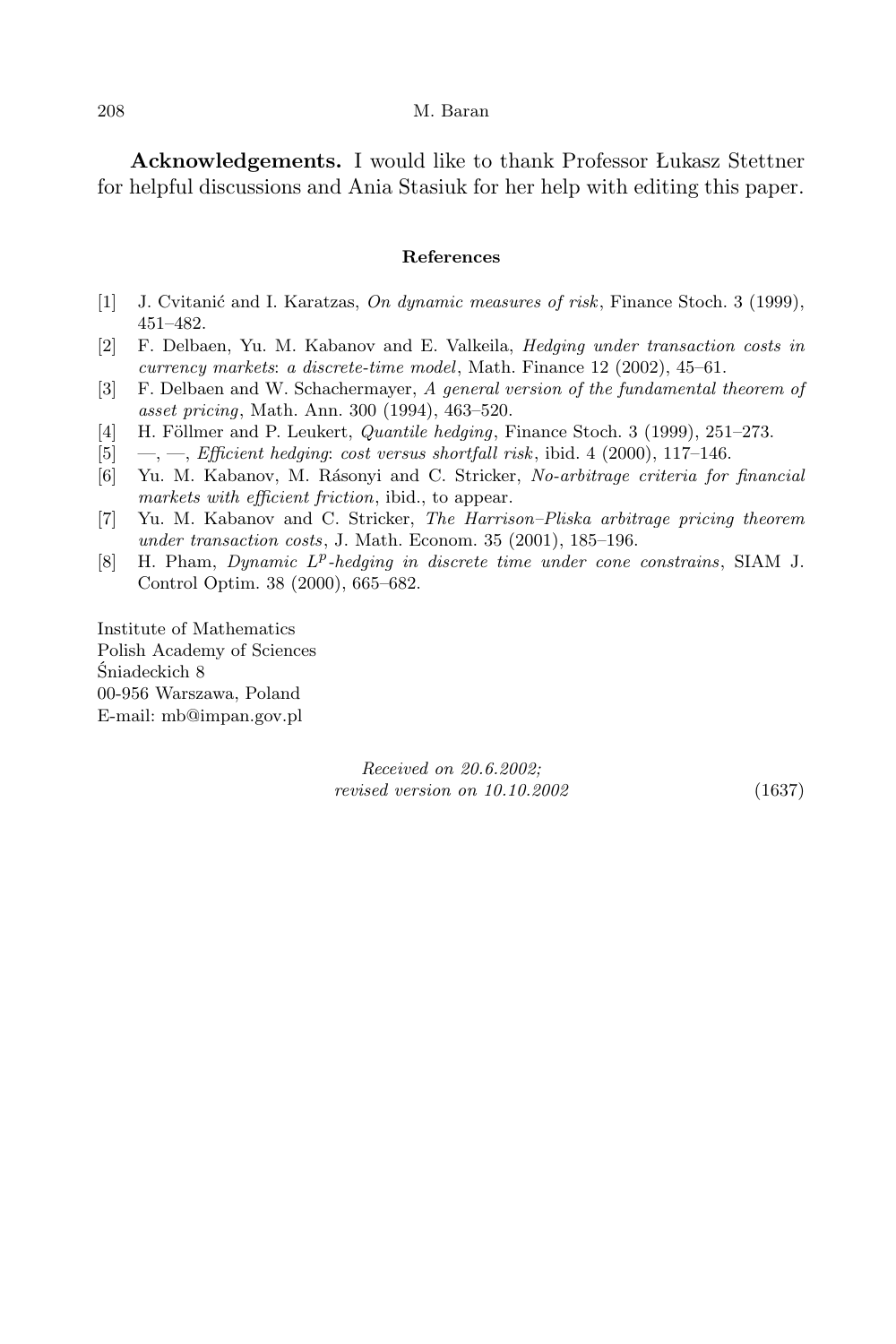**Acknowledgements.** I would like to thank Professor Łukasz Stettner for helpful discussions and Ania Stasiuk for her help with editing this paper.

## References

[1] J. Cvitanić and I. Karatzas, *On dynamic measures of risk*, Finance Stoch. 3 (1999), 451–482.

[2] F. Delbaen, Yu. M. Kabanov and E. Valkeila, *Hedging under transaction costs in currency markets: a discrete-time model*, Math. Finance 12 (2002), 45–61.

[3] F. Delbaen and W. Schachermayer, *A general version of the fundamental theorem of asset pricing*, Math. Ann. 300 (1994), 463–520.

[4] H. Föllmer and P. Leukert, *Quantile hedging*, Finance Stoch. 3 (1999), 251–273.

[5] —, —, *Efficient hedging: cost versus shortfall risk*, ibid. 4 (2000), 117–146.

[6] Yu. M. Kabanov, M. Rásonyi and C. Stricker, *No-arbitrage criteria for financial markets with efficient friction*, ibid., to appear.

[7] Yu. M. Kabanov and C. Stricker, *The Harrison–Pliska arbitrage pricing theorem under transaction costs*, J. Math. Econom. 35 (2001), 185–196.

[8] H. Pham, *Dynamic $L^p$-hedging in discrete time under cone constrains*, SIAM J. Control Optim. 38 (2000), 665–682.

Institute of Mathematics
Polish Academy of Sciences
Śniadeckich 8
00-956 Warszawa, Poland
E-mail: mb@impan.gov.pl

*Received on 20.6.2002;*
*revised version on 10.10.2002* (1637)